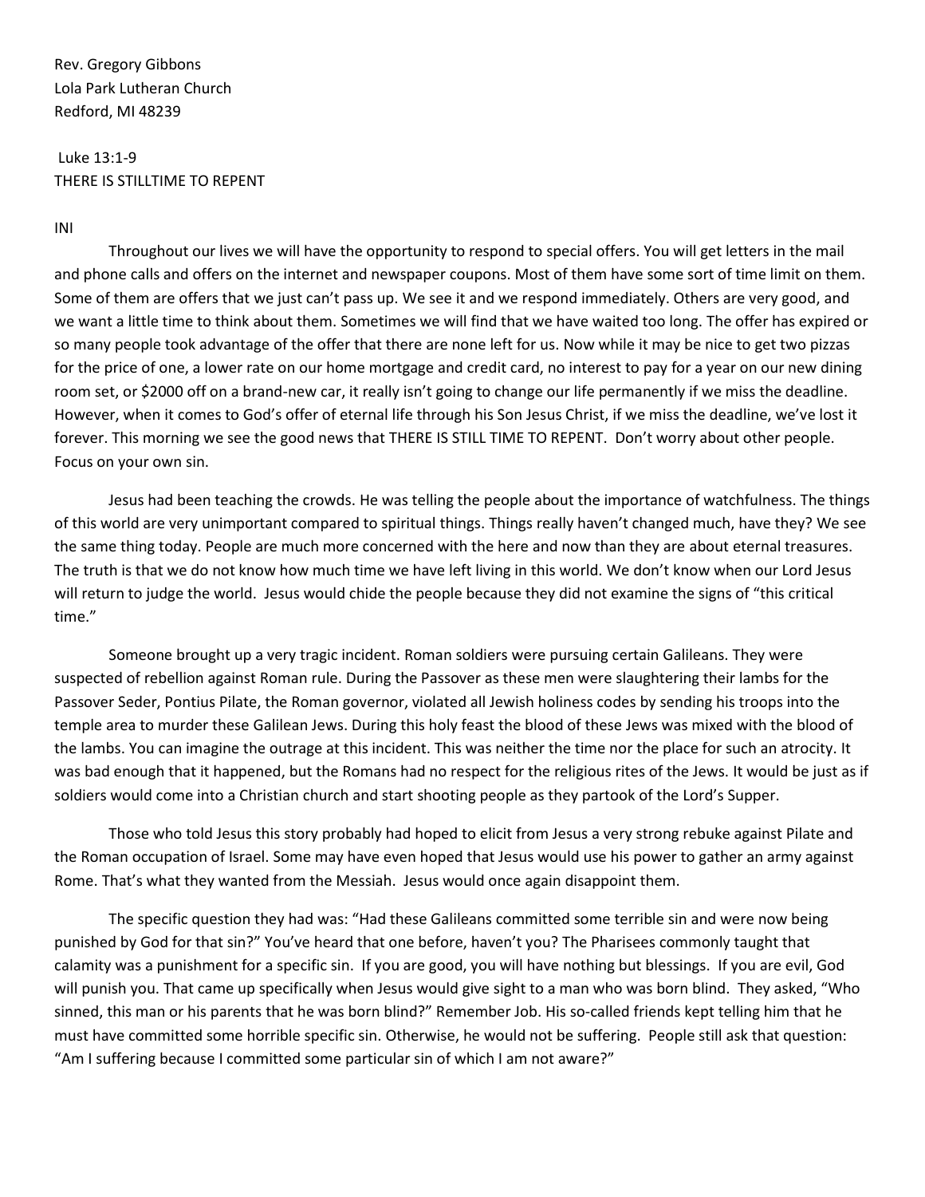Rev. Gregory Gibbons
Lola Park Lutheran Church
Redford, MI 48239

Luke 13:1-9
THERE IS STILLTIME TO REPENT

INI

Throughout our lives we will have the opportunity to respond to special offers. You will get letters in the mail and phone calls and offers on the internet and newspaper coupons. Most of them have some sort of time limit on them. Some of them are offers that we just can't pass up. We see it and we respond immediately. Others are very good, and we want a little time to think about them. Sometimes we will find that we have waited too long. The offer has expired or so many people took advantage of the offer that there are none left for us. Now while it may be nice to get two pizzas for the price of one, a lower rate on our home mortgage and credit card, no interest to pay for a year on our new dining room set, or $2000 off on a brand-new car, it really isn't going to change our life permanently if we miss the deadline. However, when it comes to God's offer of eternal life through his Son Jesus Christ, if we miss the deadline, we've lost it forever. This morning we see the good news that THERE IS STILL TIME TO REPENT. Don't worry about other people. Focus on your own sin.

Jesus had been teaching the crowds. He was telling the people about the importance of watchfulness. The things of this world are very unimportant compared to spiritual things. Things really haven't changed much, have they? We see the same thing today. People are much more concerned with the here and now than they are about eternal treasures. The truth is that we do not know how much time we have left living in this world. We don't know when our Lord Jesus will return to judge the world. Jesus would chide the people because they did not examine the signs of "this critical time."

Someone brought up a very tragic incident. Roman soldiers were pursuing certain Galileans. They were suspected of rebellion against Roman rule. During the Passover as these men were slaughtering their lambs for the Passover Seder, Pontius Pilate, the Roman governor, violated all Jewish holiness codes by sending his troops into the temple area to murder these Galilean Jews. During this holy feast the blood of these Jews was mixed with the blood of the lambs. You can imagine the outrage at this incident. This was neither the time nor the place for such an atrocity. It was bad enough that it happened, but the Romans had no respect for the religious rites of the Jews. It would be just as if soldiers would come into a Christian church and start shooting people as they partook of the Lord's Supper.

Those who told Jesus this story probably had hoped to elicit from Jesus a very strong rebuke against Pilate and the Roman occupation of Israel. Some may have even hoped that Jesus would use his power to gather an army against Rome. That's what they wanted from the Messiah. Jesus would once again disappoint them.

The specific question they had was: "Had these Galileans committed some terrible sin and were now being punished by God for that sin?" You've heard that one before, haven't you? The Pharisees commonly taught that calamity was a punishment for a specific sin. If you are good, you will have nothing but blessings. If you are evil, God will punish you. That came up specifically when Jesus would give sight to a man who was born blind. They asked, "Who sinned, this man or his parents that he was born blind?" Remember Job. His so-called friends kept telling him that he must have committed some horrible specific sin. Otherwise, he would not be suffering. People still ask that question: "Am I suffering because I committed some particular sin of which I am not aware?"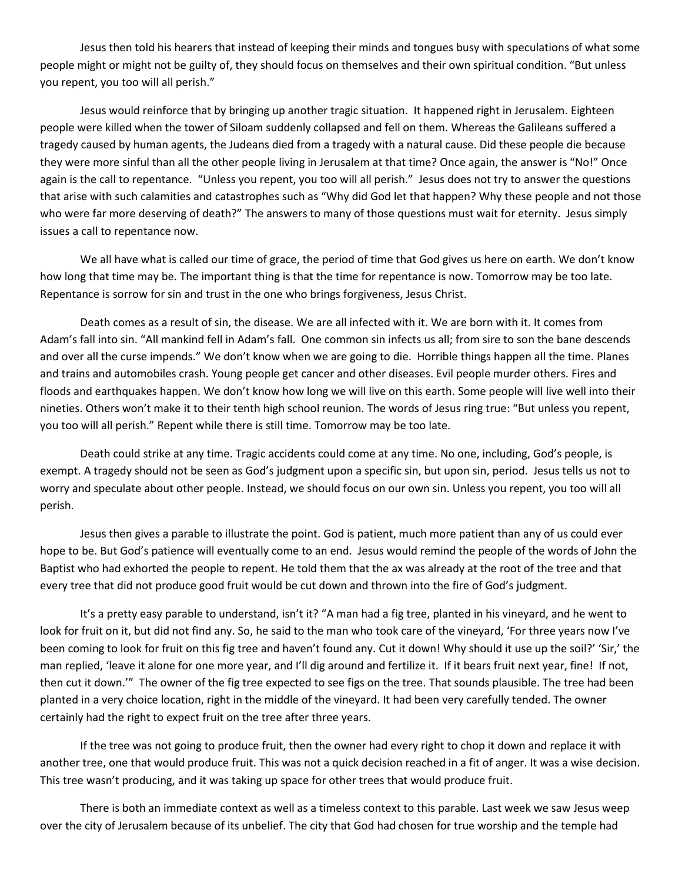Jesus then told his hearers that instead of keeping their minds and tongues busy with speculations of what some people might or might not be guilty of, they should focus on themselves and their own spiritual condition. “But unless you repent, you too will all perish.”

Jesus would reinforce that by bringing up another tragic situation. It happened right in Jerusalem. Eighteen people were killed when the tower of Siloam suddenly collapsed and fell on them. Whereas the Galileans suffered a tragedy caused by human agents, the Judeans died from a tragedy with a natural cause. Did these people die because they were more sinful than all the other people living in Jerusalem at that time? Once again, the answer is “No!” Once again is the call to repentance. “Unless you repent, you too will all perish.” Jesus does not try to answer the questions that arise with such calamities and catastrophes such as “Why did God let that happen? Why these people and not those who were far more deserving of death?” The answers to many of those questions must wait for eternity. Jesus simply issues a call to repentance now.

We all have what is called our time of grace, the period of time that God gives us here on earth. We don’t know how long that time may be. The important thing is that the time for repentance is now. Tomorrow may be too late. Repentance is sorrow for sin and trust in the one who brings forgiveness, Jesus Christ.

Death comes as a result of sin, the disease. We are all infected with it. We are born with it. It comes from Adam’s fall into sin. “All mankind fell in Adam’s fall. One common sin infects us all; from sire to son the bane descends and over all the curse impends.” We don’t know when we are going to die. Horrible things happen all the time. Planes and trains and automobiles crash. Young people get cancer and other diseases. Evil people murder others. Fires and floods and earthquakes happen. We don’t know how long we will live on this earth. Some people will live well into their nineties. Others won’t make it to their tenth high school reunion. The words of Jesus ring true: “But unless you repent, you too will all perish.” Repent while there is still time. Tomorrow may be too late.

Death could strike at any time. Tragic accidents could come at any time. No one, including, God’s people, is exempt. A tragedy should not be seen as God’s judgment upon a specific sin, but upon sin, period. Jesus tells us not to worry and speculate about other people. Instead, we should focus on our own sin. Unless you repent, you too will all perish.

Jesus then gives a parable to illustrate the point. God is patient, much more patient than any of us could ever hope to be. But God’s patience will eventually come to an end. Jesus would remind the people of the words of John the Baptist who had exhorted the people to repent. He told them that the ax was already at the root of the tree and that every tree that did not produce good fruit would be cut down and thrown into the fire of God’s judgment.

It’s a pretty easy parable to understand, isn’t it? “A man had a fig tree, planted in his vineyard, and he went to look for fruit on it, but did not find any. So, he said to the man who took care of the vineyard, ‘For three years now I’ve been coming to look for fruit on this fig tree and haven’t found any. Cut it down! Why should it use up the soil?’ ‘Sir,’ the man replied, ‘leave it alone for one more year, and I’ll dig around and fertilize it. If it bears fruit next year, fine! If not, then cut it down.’” The owner of the fig tree expected to see figs on the tree. That sounds plausible. The tree had been planted in a very choice location, right in the middle of the vineyard. It had been very carefully tended. The owner certainly had the right to expect fruit on the tree after three years.

If the tree was not going to produce fruit, then the owner had every right to chop it down and replace it with another tree, one that would produce fruit. This was not a quick decision reached in a fit of anger. It was a wise decision. This tree wasn’t producing, and it was taking up space for other trees that would produce fruit.

There is both an immediate context as well as a timeless context to this parable. Last week we saw Jesus weep over the city of Jerusalem because of its unbelief. The city that God had chosen for true worship and the temple had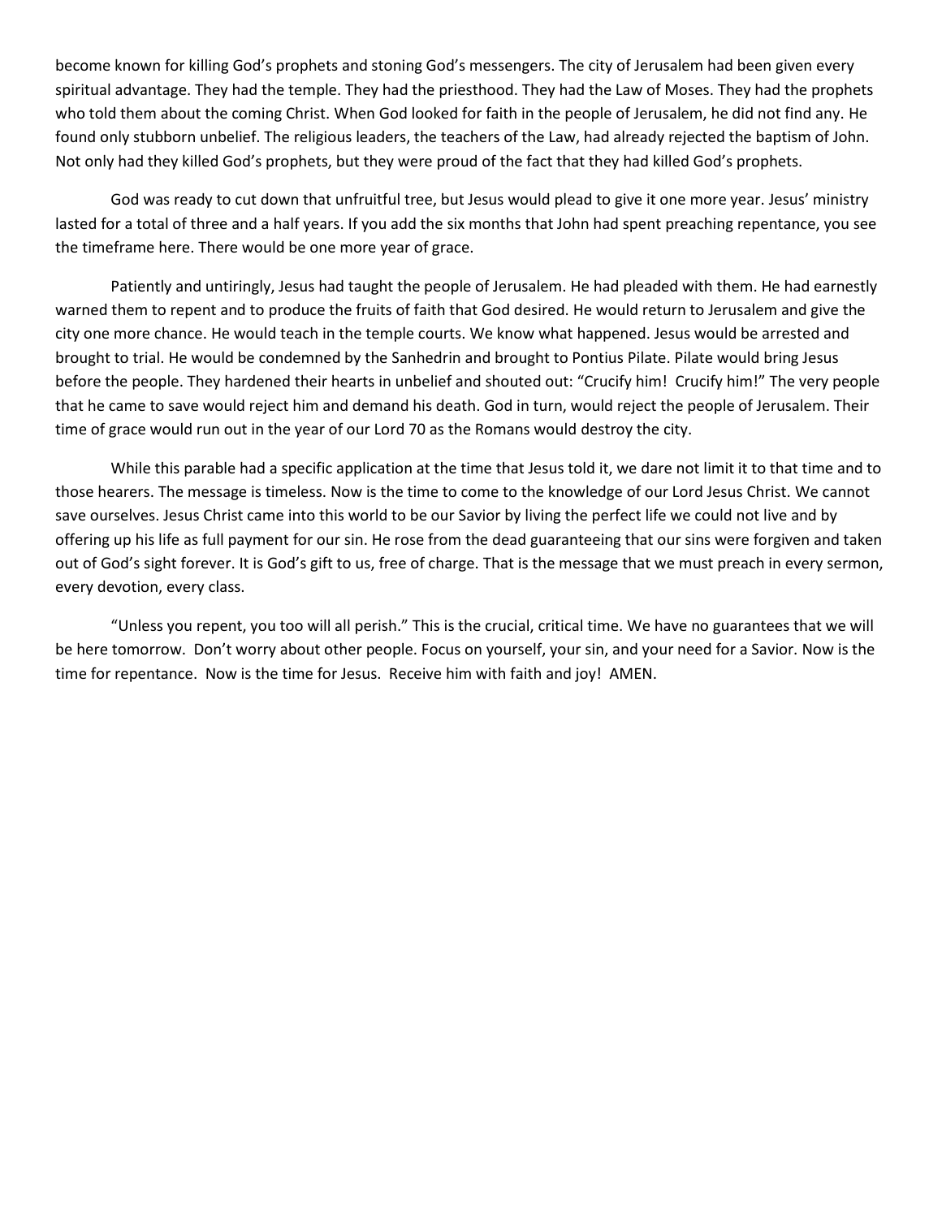become known for killing God's prophets and stoning God's messengers. The city of Jerusalem had been given every spiritual advantage. They had the temple. They had the priesthood. They had the Law of Moses. They had the prophets who told them about the coming Christ. When God looked for faith in the people of Jerusalem, he did not find any. He found only stubborn unbelief. The religious leaders, the teachers of the Law, had already rejected the baptism of John. Not only had they killed God's prophets, but they were proud of the fact that they had killed God's prophets.

God was ready to cut down that unfruitful tree, but Jesus would plead to give it one more year. Jesus' ministry lasted for a total of three and a half years. If you add the six months that John had spent preaching repentance, you see the timeframe here. There would be one more year of grace.

Patiently and untiringly, Jesus had taught the people of Jerusalem. He had pleaded with them. He had earnestly warned them to repent and to produce the fruits of faith that God desired. He would return to Jerusalem and give the city one more chance. He would teach in the temple courts. We know what happened. Jesus would be arrested and brought to trial. He would be condemned by the Sanhedrin and brought to Pontius Pilate. Pilate would bring Jesus before the people. They hardened their hearts in unbelief and shouted out: "Crucify him! Crucify him!" The very people that he came to save would reject him and demand his death. God in turn, would reject the people of Jerusalem. Their time of grace would run out in the year of our Lord 70 as the Romans would destroy the city.

While this parable had a specific application at the time that Jesus told it, we dare not limit it to that time and to those hearers. The message is timeless. Now is the time to come to the knowledge of our Lord Jesus Christ. We cannot save ourselves. Jesus Christ came into this world to be our Savior by living the perfect life we could not live and by offering up his life as full payment for our sin. He rose from the dead guaranteeing that our sins were forgiven and taken out of God's sight forever. It is God's gift to us, free of charge. That is the message that we must preach in every sermon, every devotion, every class.

"Unless you repent, you too will all perish." This is the crucial, critical time. We have no guarantees that we will be here tomorrow. Don't worry about other people. Focus on yourself, your sin, and your need for a Savior. Now is the time for repentance. Now is the time for Jesus. Receive him with faith and joy! AMEN.